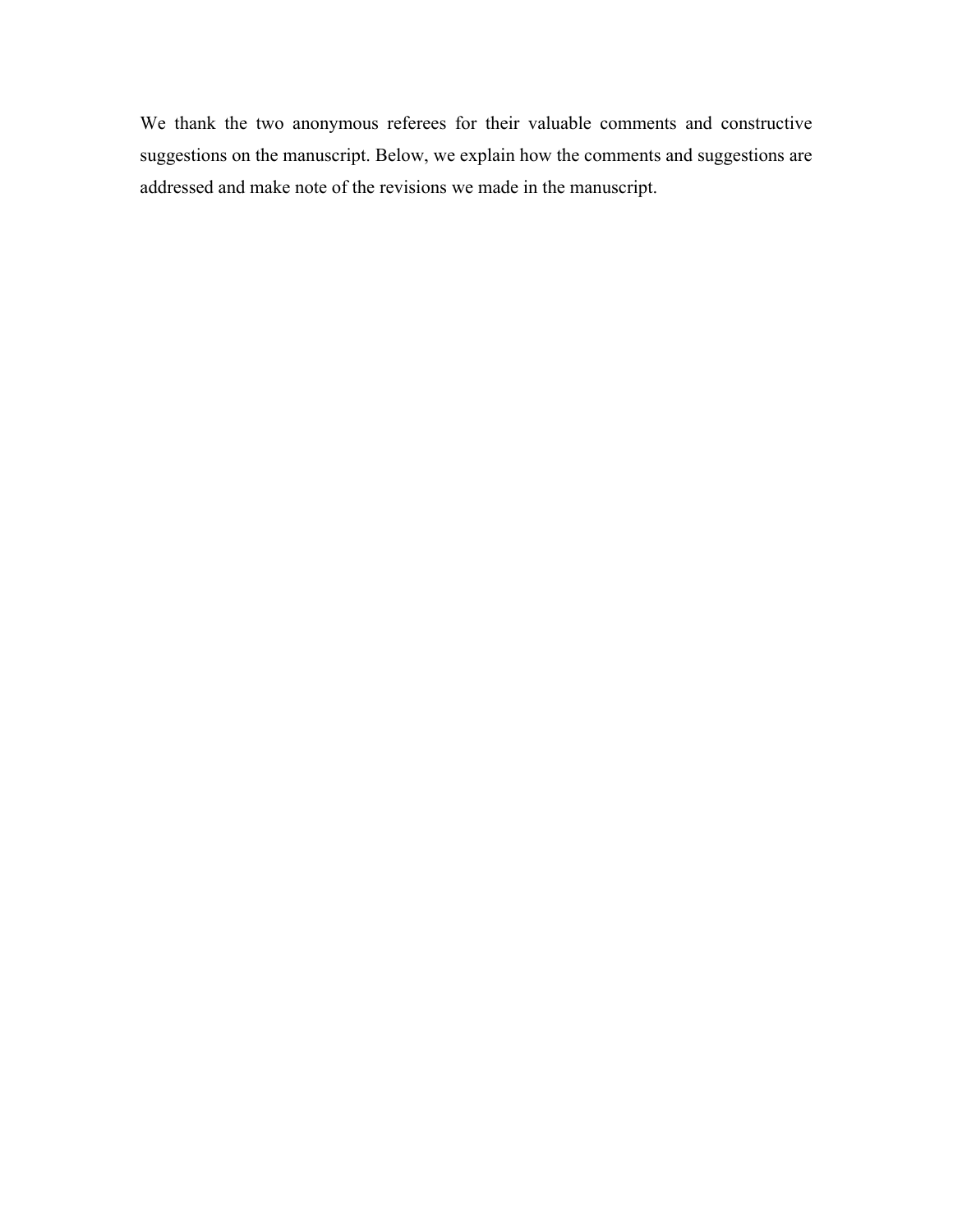We thank the two anonymous referees for their valuable comments and constructive suggestions on the manuscript. Below, we explain how the comments and suggestions are addressed and make note of the revisions we made in the manuscript.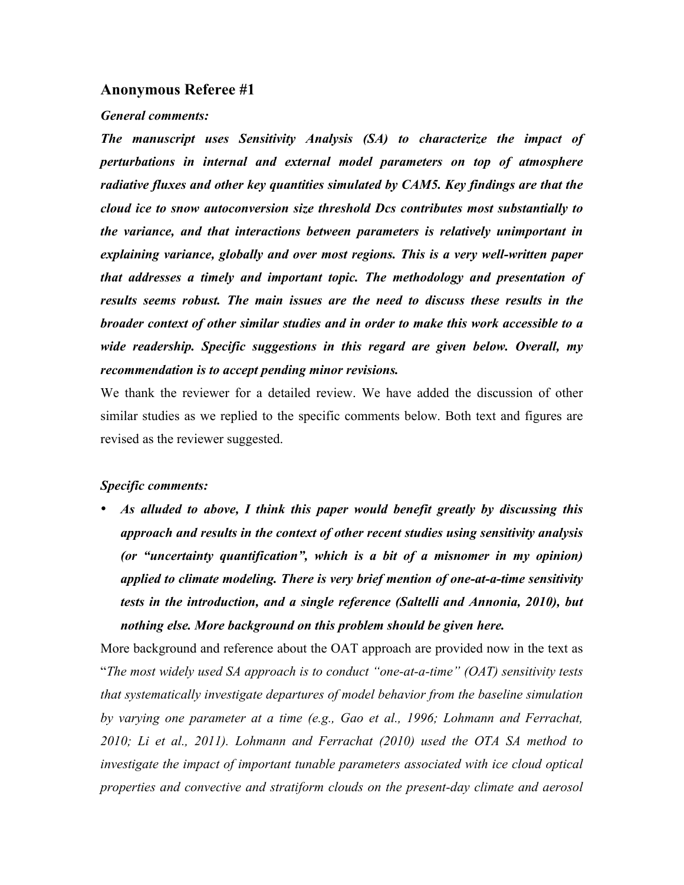## Anonymous Referee #1

***General comments:***

***The manuscript uses Sensitivity Analysis (SA) to characterize the impact of perturbations in internal and external model parameters on top of atmosphere radiative fluxes and other key quantities simulated by CAM5. Key findings are that the cloud ice to snow autoconversion size threshold Dcs contributes most substantially to the variance, and that interactions between parameters is relatively unimportant in explaining variance, globally and over most regions. This is a very well-written paper that addresses a timely and important topic. The methodology and presentation of results seems robust. The main issues are the need to discuss these results in the broader context of other similar studies and in order to make this work accessible to a wide readership. Specific suggestions in this regard are given below. Overall, my recommendation is to accept pending minor revisions.***

We thank the reviewer for a detailed review. We have added the discussion of other similar studies as we replied to the specific comments below. Both text and figures are revised as the reviewer suggested.

***Specific comments:***

- ***As alluded to above, I think this paper would benefit greatly by discussing this approach and results in the context of other recent studies using sensitivity analysis (or "uncertainty quantification", which is a bit of a misnomer in my opinion) applied to climate modeling. There is very brief mention of one-at-a-time sensitivity tests in the introduction, and a single reference (Saltelli and Annonia, 2010), but nothing else. More background on this problem should be given here.***

More background and reference about the OAT approach are provided now in the text as "*The most widely used SA approach is to conduct "one-at-a-time" (OAT) sensitivity tests that systematically investigate departures of model behavior from the baseline simulation by varying one parameter at a time (e.g., Gao et al., 1996; Lohmann and Ferrachat, 2010; Li et al., 2011). Lohmann and Ferrachat (2010) used the OTA SA method to investigate the impact of important tunable parameters associated with ice cloud optical properties and convective and stratiform clouds on the present-day climate and aerosol*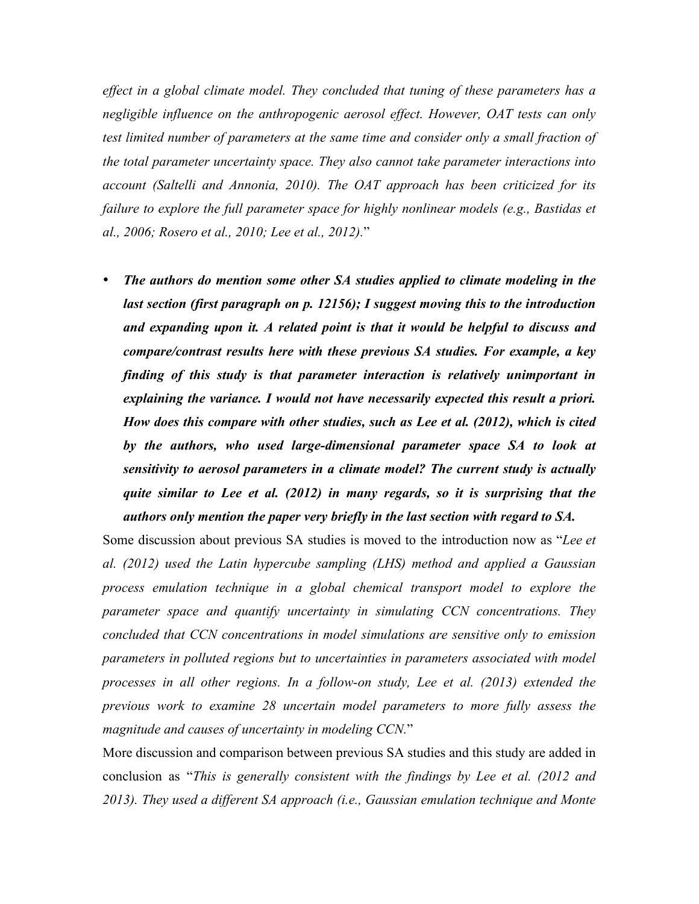*effect in a global climate model. They concluded that tuning of these parameters has a negligible influence on the anthropogenic aerosol effect. However, OAT tests can only test limited number of parameters at the same time and consider only a small fraction of the total parameter uncertainty space. They also cannot take parameter interactions into account (Saltelli and Annonia, 2010). The OAT approach has been criticized for its failure to explore the full parameter space for highly nonlinear models (e.g., Bastidas et al., 2006; Rosero et al., 2010; Lee et al., 2012).*"

- ***The authors do mention some other SA studies applied to climate modeling in the last section (first paragraph on p. 12156); I suggest moving this to the introduction and expanding upon it. A related point is that it would be helpful to discuss and compare/contrast results here with these previous SA studies. For example, a key finding of this study is that parameter interaction is relatively unimportant in explaining the variance. I would not have necessarily expected this result a priori. How does this compare with other studies, such as Lee et al. (2012), which is cited by the authors, who used large-dimensional parameter space SA to look at sensitivity to aerosol parameters in a climate model? The current study is actually quite similar to Lee et al. (2012) in many regards, so it is surprising that the authors only mention the paper very briefly in the last section with regard to SA.***

Some discussion about previous SA studies is moved to the introduction now as "*Lee et al. (2012) used the Latin hypercube sampling (LHS) method and applied a Gaussian process emulation technique in a global chemical transport model to explore the parameter space and quantify uncertainty in simulating CCN concentrations. They concluded that CCN concentrations in model simulations are sensitive only to emission parameters in polluted regions but to uncertainties in parameters associated with model processes in all other regions. In a follow-on study, Lee et al. (2013) extended the previous work to examine 28 uncertain model parameters to more fully assess the magnitude and causes of uncertainty in modeling CCN.*"

More discussion and comparison between previous SA studies and this study are added in conclusion as "*This is generally consistent with the findings by Lee et al. (2012 and 2013). They used a different SA approach (i.e., Gaussian emulation technique and Monte*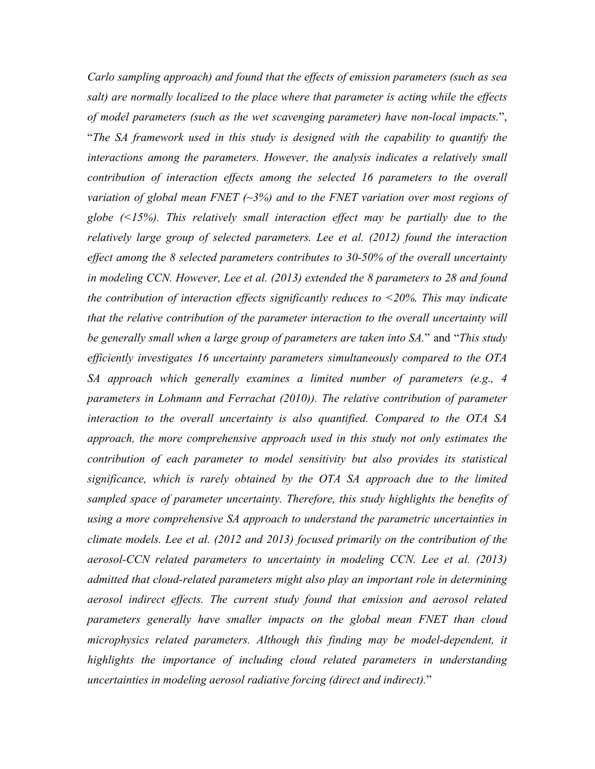*Carlo sampling approach) and found that the effects of emission parameters (such as sea salt) are normally localized to the place where that parameter is acting while the effects of model parameters (such as the wet scavenging parameter) have non-local impacts.*", "*The SA framework used in this study is designed with the capability to quantify the interactions among the parameters. However, the analysis indicates a relatively small contribution of interaction effects among the selected 16 parameters to the overall variation of global mean FNET (~3%) and to the FNET variation over most regions of globe (<15%). This relatively small interaction effect may be partially due to the relatively large group of selected parameters. Lee et al. (2012) found the interaction effect among the 8 selected parameters contributes to 30-50% of the overall uncertainty in modeling CCN. However, Lee et al. (2013) extended the 8 parameters to 28 and found the contribution of interaction effects significantly reduces to <20%. This may indicate that the relative contribution of the parameter interaction to the overall uncertainty will be generally small when a large group of parameters are taken into SA.*" and "*This study efficiently investigates 16 uncertainty parameters simultaneously compared to the OTA SA approach which generally examines a limited number of parameters (e.g., 4 parameters in Lohmann and Ferrachat (2010)). The relative contribution of parameter interaction to the overall uncertainty is also quantified. Compared to the OTA SA approach, the more comprehensive approach used in this study not only estimates the contribution of each parameter to model sensitivity but also provides its statistical significance, which is rarely obtained by the OTA SA approach due to the limited sampled space of parameter uncertainty. Therefore, this study highlights the benefits of using a more comprehensive SA approach to understand the parametric uncertainties in climate models. Lee et al. (2012 and 2013) focused primarily on the contribution of the aerosol-CCN related parameters to uncertainty in modeling CCN. Lee et al. (2013) admitted that cloud-related parameters might also play an important role in determining aerosol indirect effects. The current study found that emission and aerosol related parameters generally have smaller impacts on the global mean FNET than cloud microphysics related parameters. Although this finding may be model-dependent, it highlights the importance of including cloud related parameters in understanding uncertainties in modeling aerosol radiative forcing (direct and indirect).*"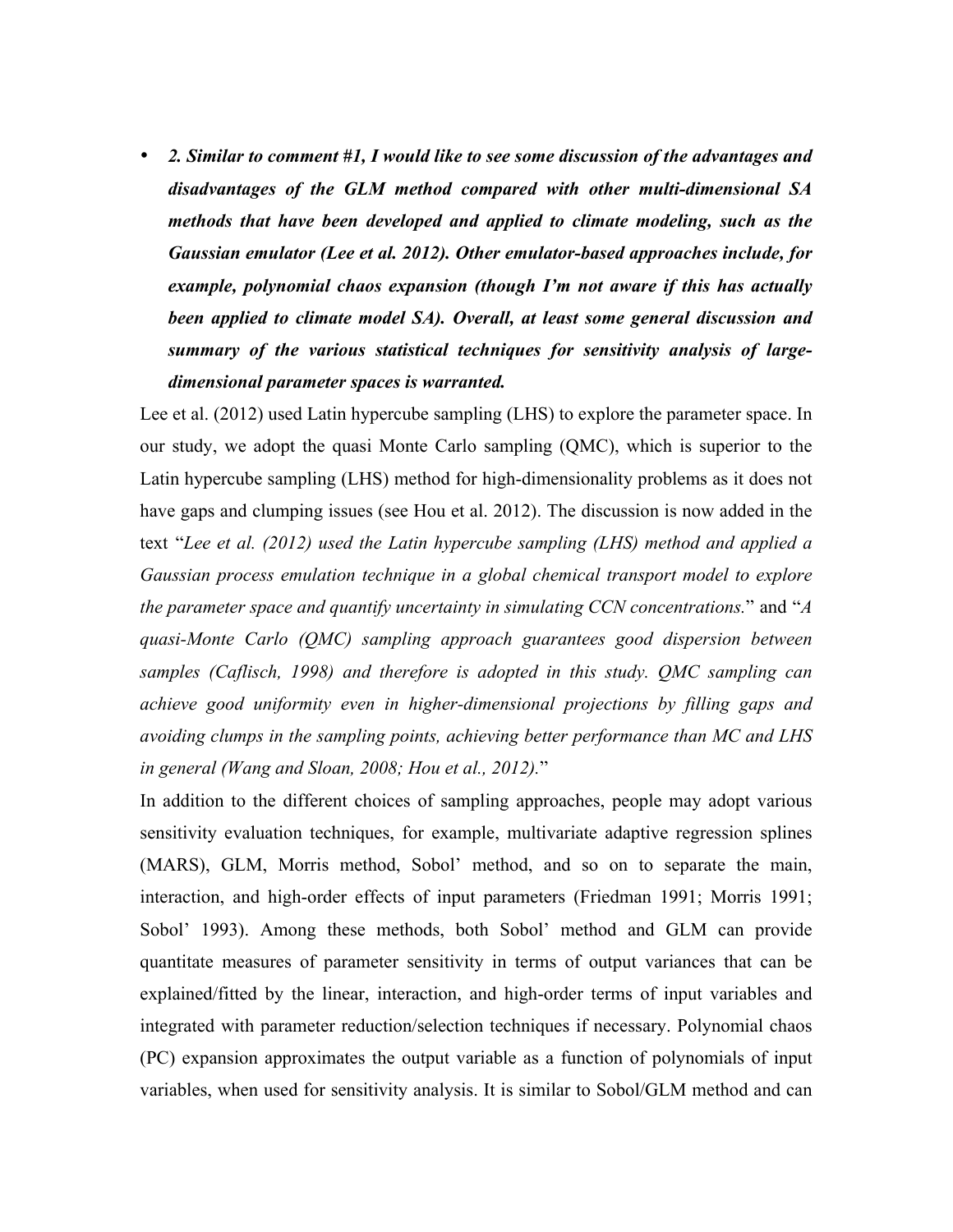- ***2. Similar to comment #1, I would like to see some discussion of the advantages and disadvantages of the GLM method compared with other multi-dimensional SA methods that have been developed and applied to climate modeling, such as the Gaussian emulator (Lee et al. 2012). Other emulator-based approaches include, for example, polynomial chaos expansion (though I'm not aware if this has actually been applied to climate model SA). Overall, at least some general discussion and summary of the various statistical techniques for sensitivity analysis of large-dimensional parameter spaces is warranted.***

Lee et al. (2012) used Latin hypercube sampling (LHS) to explore the parameter space. In our study, we adopt the quasi Monte Carlo sampling (QMC), which is superior to the Latin hypercube sampling (LHS) method for high-dimensionality problems as it does not have gaps and clumping issues (see Hou et al. 2012). The discussion is now added in the text "*Lee et al. (2012) used the Latin hypercube sampling (LHS) method and applied a Gaussian process emulation technique in a global chemical transport model to explore the parameter space and quantify uncertainty in simulating CCN concentrations.*" and "*A quasi-Monte Carlo (QMC) sampling approach guarantees good dispersion between samples (Caflisch, 1998) and therefore is adopted in this study. QMC sampling can achieve good uniformity even in higher-dimensional projections by filling gaps and avoiding clumps in the sampling points, achieving better performance than MC and LHS in general (Wang and Sloan, 2008; Hou et al., 2012).*"

In addition to the different choices of sampling approaches, people may adopt various sensitivity evaluation techniques, for example, multivariate adaptive regression splines (MARS), GLM, Morris method, Sobol' method, and so on to separate the main, interaction, and high-order effects of input parameters (Friedman 1991; Morris 1991; Sobol' 1993). Among these methods, both Sobol' method and GLM can provide quantitate measures of parameter sensitivity in terms of output variances that can be explained/fitted by the linear, interaction, and high-order terms of input variables and integrated with parameter reduction/selection techniques if necessary. Polynomial chaos (PC) expansion approximates the output variable as a function of polynomials of input variables, when used for sensitivity analysis. It is similar to Sobol/GLM method and can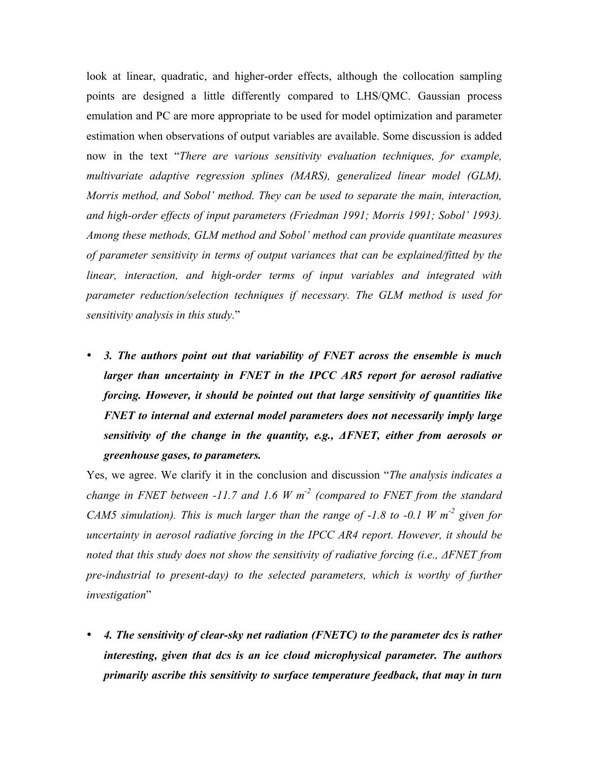look at linear, quadratic, and higher-order effects, although the collocation sampling points are designed a little differently compared to LHS/QMC. Gaussian process emulation and PC are more appropriate to be used for model optimization and parameter estimation when observations of output variables are available. Some discussion is added now in the text "*There are various sensitivity evaluation techniques, for example, multivariate adaptive regression splines (MARS), generalized linear model (GLM), Morris method, and Sobol' method. They can be used to separate the main, interaction, and high-order effects of input parameters (Friedman 1991; Morris 1991; Sobol' 1993). Among these methods, GLM method and Sobol' method can provide quantitate measures of parameter sensitivity in terms of output variances that can be explained/fitted by the linear, interaction, and high-order terms of input variables and integrated with parameter reduction/selection techniques if necessary. The GLM method is used for sensitivity analysis in this study.*"

- ***3. The authors point out that variability of FNET across the ensemble is much larger than uncertainty in FNET in the IPCC AR5 report for aerosol radiative forcing. However, it should be pointed out that large sensitivity of quantities like FNET to internal and external model parameters does not necessarily imply large sensitivity of the change in the quantity, e.g., ΔFNET, either from aerosols or greenhouse gases, to parameters.***

Yes, we agree. We clarify it in the conclusion and discussion "*The analysis indicates a change in FNET between -11.7 and 1.6 W m$^{-2}$ (compared to FNET from the standard CAM5 simulation). This is much larger than the range of -1.8 to -0.1 W m$^{-2}$ given for uncertainty in aerosol radiative forcing in the IPCC AR4 report. However, it should be noted that this study does not show the sensitivity of radiative forcing (i.e., ΔFNET from pre-industrial to present-day) to the selected parameters, which is worthy of further investigation*"

- ***4. The sensitivity of clear-sky net radiation (FNETC) to the parameter dcs is rather interesting, given that dcs is an ice cloud microphysical parameter. The authors primarily ascribe this sensitivity to surface temperature feedback, that may in turn***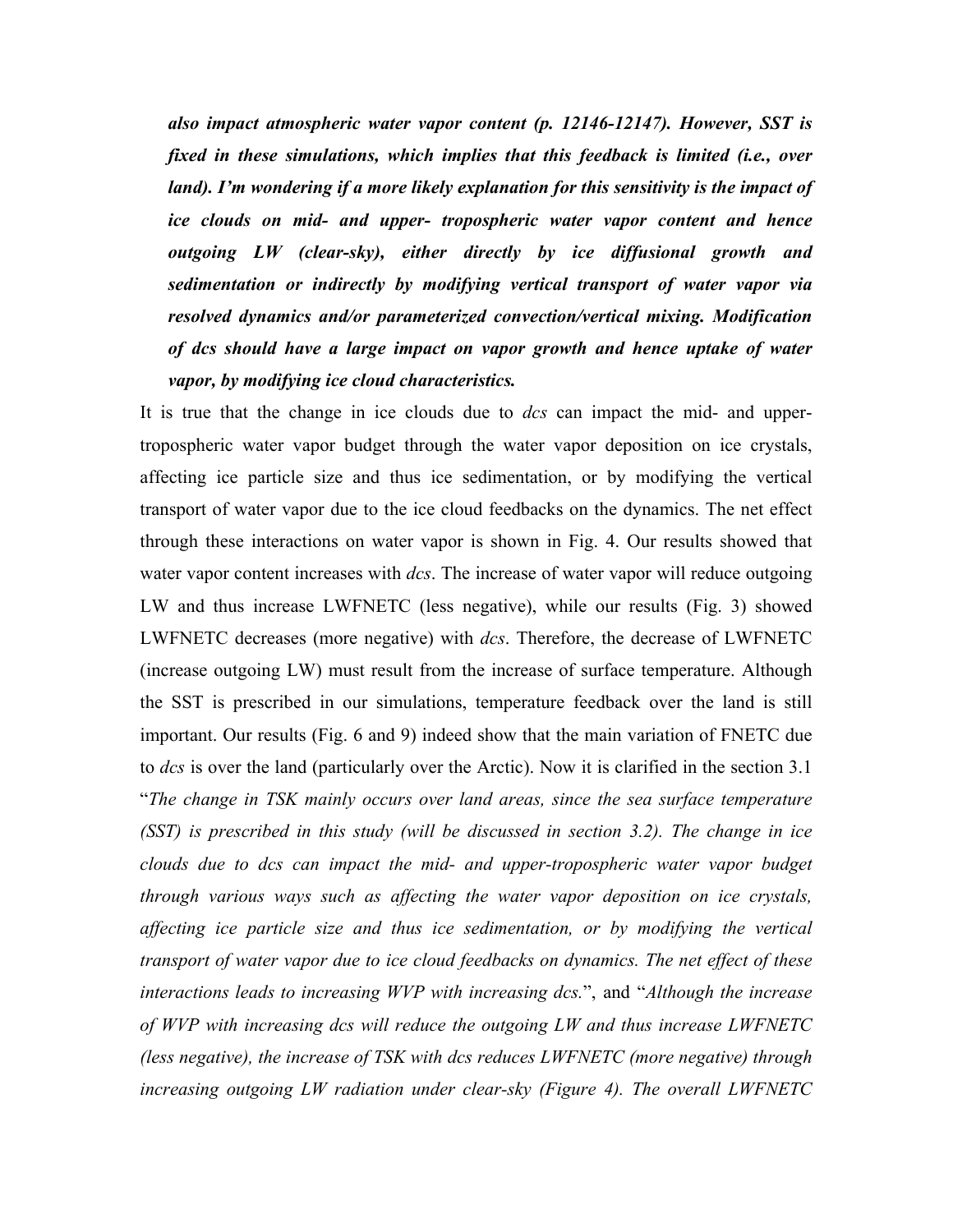***also impact atmospheric water vapor content (p. 12146-12147). However, SST is fixed in these simulations, which implies that this feedback is limited (i.e., over land). I'm wondering if a more likely explanation for this sensitivity is the impact of ice clouds on mid- and upper- tropospheric water vapor content and hence outgoing LW (clear-sky), either directly by ice diffusional growth and sedimentation or indirectly by modifying vertical transport of water vapor via resolved dynamics and/or parameterized convection/vertical mixing. Modification of dcs should have a large impact on vapor growth and hence uptake of water vapor, by modifying ice cloud characteristics.***

It is true that the change in ice clouds due to *dcs* can impact the mid- and upper-tropospheric water vapor budget through the water vapor deposition on ice crystals, affecting ice particle size and thus ice sedimentation, or by modifying the vertical transport of water vapor due to the ice cloud feedbacks on the dynamics. The net effect through these interactions on water vapor is shown in Fig. 4. Our results showed that water vapor content increases with *dcs*. The increase of water vapor will reduce outgoing LW and thus increase LWFNETC (less negative), while our results (Fig. 3) showed LWFNETC decreases (more negative) with *dcs*. Therefore, the decrease of LWFNETC (increase outgoing LW) must result from the increase of surface temperature. Although the SST is prescribed in our simulations, temperature feedback over the land is still important. Our results (Fig. 6 and 9) indeed show that the main variation of FNETC due to *dcs* is over the land (particularly over the Arctic). Now it is clarified in the section 3.1 "*The change in TSK mainly occurs over land areas, since the sea surface temperature (SST) is prescribed in this study (will be discussed in section 3.2). The change in ice clouds due to dcs can impact the mid- and upper-tropospheric water vapor budget through various ways such as affecting the water vapor deposition on ice crystals, affecting ice particle size and thus ice sedimentation, or by modifying the vertical transport of water vapor due to ice cloud feedbacks on dynamics. The net effect of these interactions leads to increasing WVP with increasing dcs.*", and "*Although the increase of WVP with increasing dcs will reduce the outgoing LW and thus increase LWFNETC (less negative), the increase of TSK with dcs reduces LWFNETC (more negative) through increasing outgoing LW radiation under clear-sky (Figure 4). The overall LWFNETC*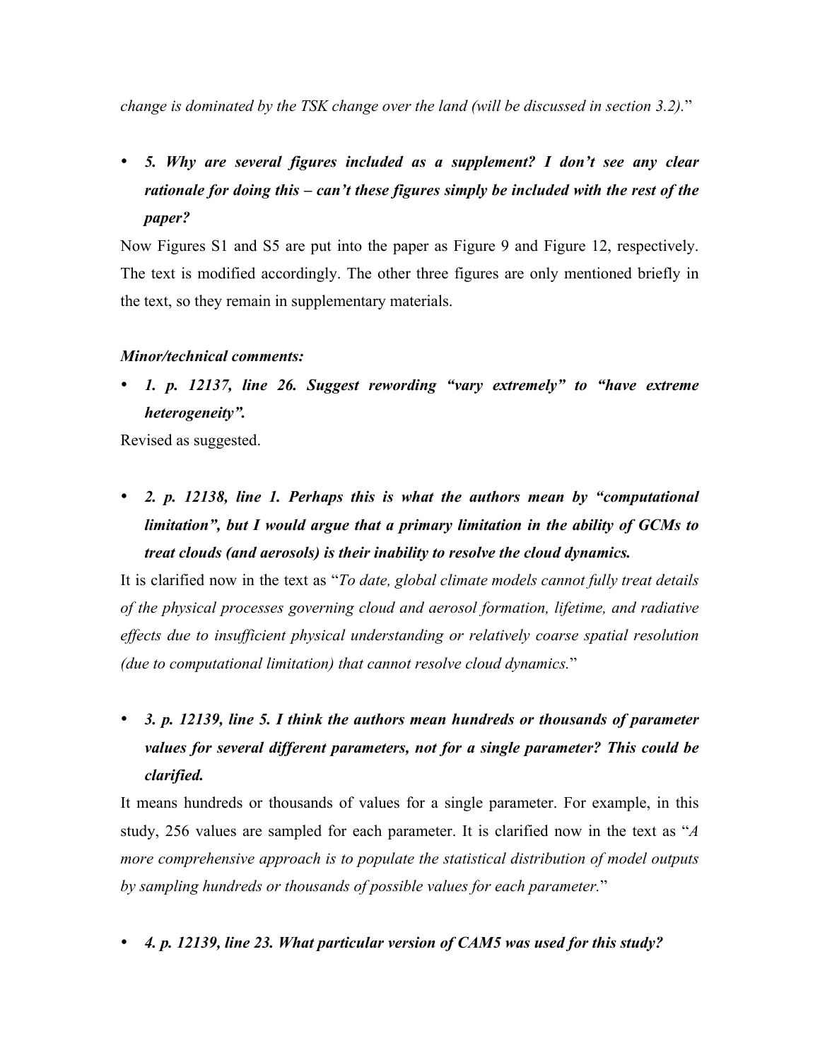*change is dominated by the TSK change over the land (will be discussed in section 3.2).*"

- ***5. Why are several figures included as a supplement? I don't see any clear rationale for doing this – can't these figures simply be included with the rest of the paper?***

Now Figures S1 and S5 are put into the paper as Figure 9 and Figure 12, respectively. The text is modified accordingly. The other three figures are only mentioned briefly in the text, so they remain in supplementary materials.

*Minor/technical comments:*

- ***1. p. 12137, line 26. Suggest rewording "vary extremely" to "have extreme heterogeneity".***

Revised as suggested.

- ***2. p. 12138, line 1. Perhaps this is what the authors mean by "computational limitation", but I would argue that a primary limitation in the ability of GCMs to treat clouds (and aerosols) is their inability to resolve the cloud dynamics.***

It is clarified now in the text as "*To date, global climate models cannot fully treat details of the physical processes governing cloud and aerosol formation, lifetime, and radiative effects due to insufficient physical understanding or relatively coarse spatial resolution (due to computational limitation) that cannot resolve cloud dynamics.*"

- ***3. p. 12139, line 5. I think the authors mean hundreds or thousands of parameter values for several different parameters, not for a single parameter? This could be clarified.***

It means hundreds or thousands of values for a single parameter. For example, in this study, 256 values are sampled for each parameter. It is clarified now in the text as "*A more comprehensive approach is to populate the statistical distribution of model outputs by sampling hundreds or thousands of possible values for each parameter.*"

- ***4. p. 12139, line 23. What particular version of CAM5 was used for this study?***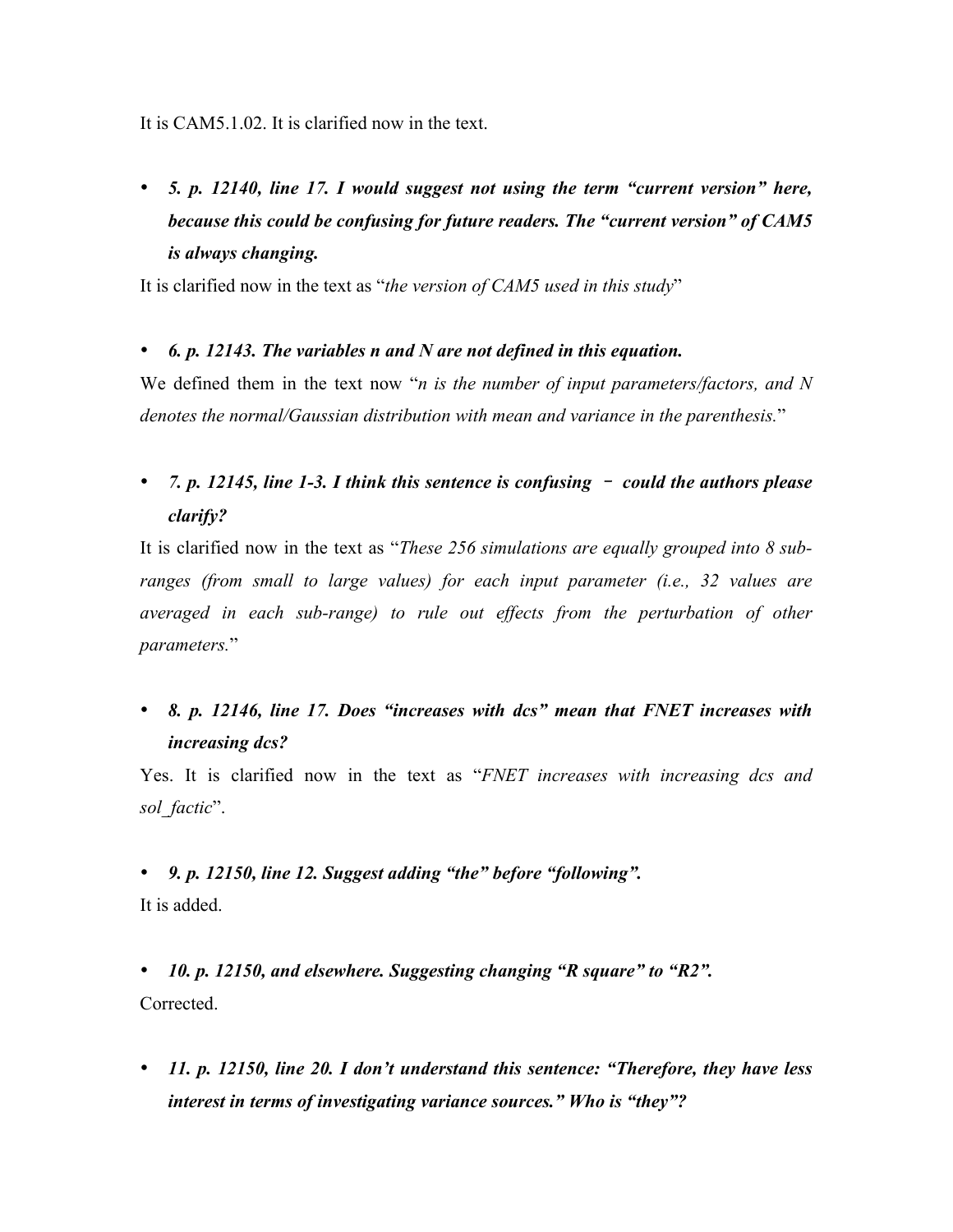It is CAM5.1.02. It is clarified now in the text.

- ***5. p. 12140, line 17. I would suggest not using the term "current version" here, because this could be confusing for future readers. The "current version" of CAM5 is always changing.***

It is clarified now in the text as "*the version of CAM5 used in this study*"

- ***6. p. 12143. The variables n and N are not defined in this equation.***

We defined them in the text now "*n is the number of input parameters/factors, and N denotes the normal/Gaussian distribution with mean and variance in the parenthesis.*"

- ***7. p. 12145, line 1-3. I think this sentence is confusing – could the authors please clarify?***

It is clarified now in the text as "*These 256 simulations are equally grouped into 8 sub-ranges (from small to large values) for each input parameter (i.e., 32 values are averaged in each sub-range) to rule out effects from the perturbation of other parameters.*"

- ***8. p. 12146, line 17. Does "increases with dcs" mean that FNET increases with increasing dcs?***

Yes. It is clarified now in the text as "*FNET increases with increasing dcs and sol_factic*".

- ***9. p. 12150, line 12. Suggest adding "the" before "following".***

It is added.

- ***10. p. 12150, and elsewhere. Suggesting changing "R square" to "R2".***

Corrected.

- ***11. p. 12150, line 20. I don't understand this sentence: "Therefore, they have less interest in terms of investigating variance sources." Who is "they"?***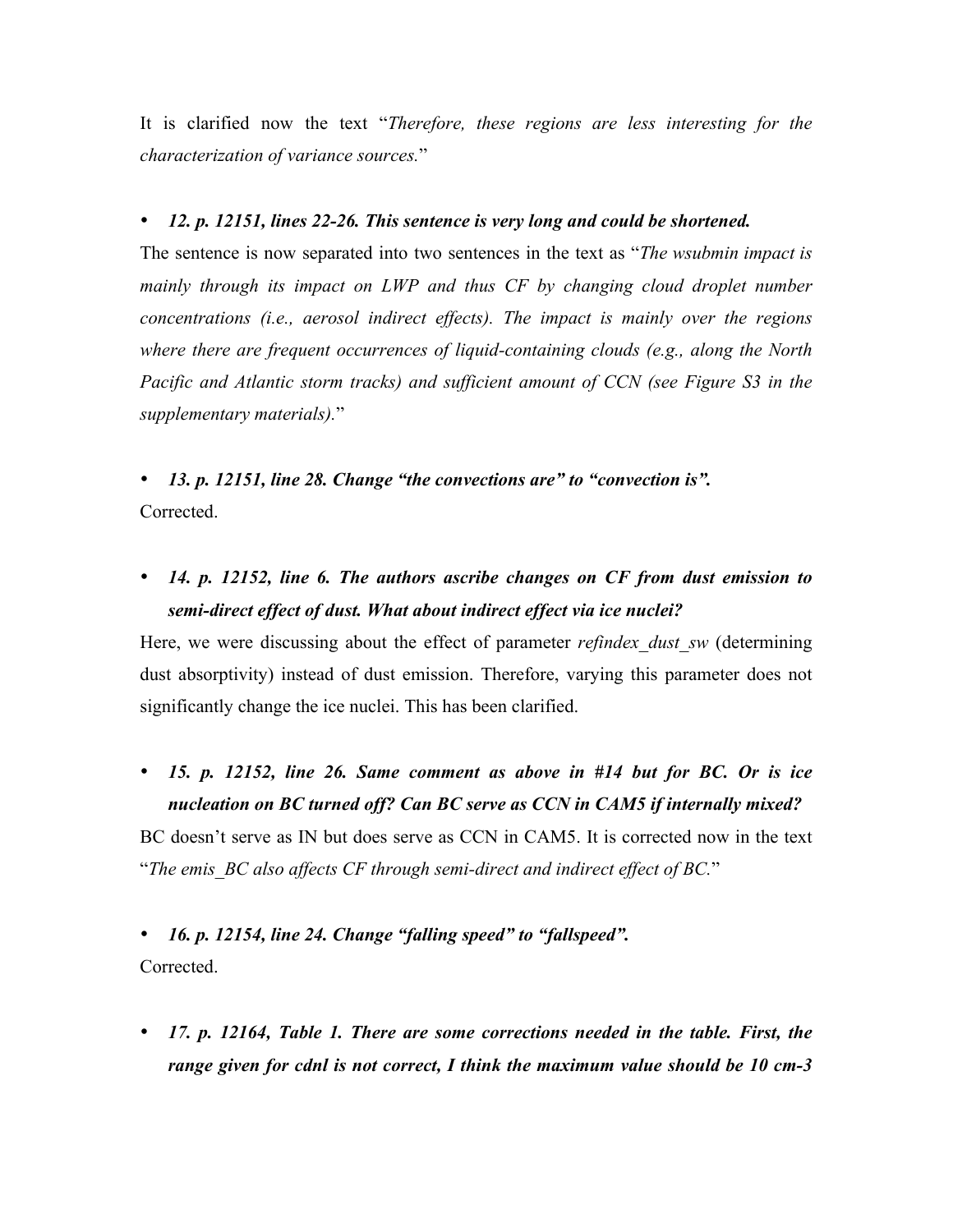It is clarified now the text "*Therefore, these regions are less interesting for the characterization of variance sources.*"

- ***12. p. 12151, lines 22-26. This sentence is very long and could be shortened.***

The sentence is now separated into two sentences in the text as "*The wsubmin impact is mainly through its impact on LWP and thus CF by changing cloud droplet number concentrations (i.e., aerosol indirect effects). The impact is mainly over the regions where there are frequent occurrences of liquid-containing clouds (e.g., along the North Pacific and Atlantic storm tracks) and sufficient amount of CCN (see Figure S3 in the supplementary materials).*"

- ***13. p. 12151, line 28. Change "the convections are" to "convection is".***

Corrected.

- ***14. p. 12152, line 6. The authors ascribe changes on CF from dust emission to semi-direct effect of dust. What about indirect effect via ice nuclei?***

Here, we were discussing about the effect of parameter *refindex_dust_sw* (determining dust absorptivity) instead of dust emission. Therefore, varying this parameter does not significantly change the ice nuclei. This has been clarified.

- ***15. p. 12152, line 26. Same comment as above in #14 but for BC. Or is ice nucleation on BC turned off? Can BC serve as CCN in CAM5 if internally mixed?***

BC doesn't serve as IN but does serve as CCN in CAM5. It is corrected now in the text "*The emis_BC also affects CF through semi-direct and indirect effect of BC.*"

- ***16. p. 12154, line 24. Change "falling speed" to "fallspeed".***

Corrected.

- ***17. p. 12164, Table 1. There are some corrections needed in the table. First, the range given for cdnl is not correct, I think the maximum value should be 10 cm-3***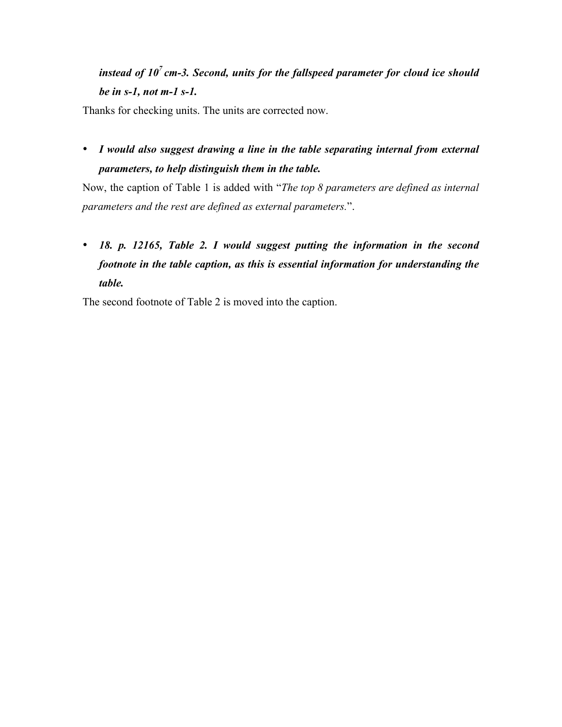***instead of $10^7$ cm-3. Second, units for the fallspeed parameter for cloud ice should be in s-1, not m-1 s-1.***

Thanks for checking units. The units are corrected now.

- ***I would also suggest drawing a line in the table separating internal from external parameters, to help distinguish them in the table.***

Now, the caption of Table 1 is added with "*The top 8 parameters are defined as internal parameters and the rest are defined as external parameters.*".

- ***18. p. 12165, Table 2. I would suggest putting the information in the second footnote in the table caption, as this is essential information for understanding the table.***

The second footnote of Table 2 is moved into the caption.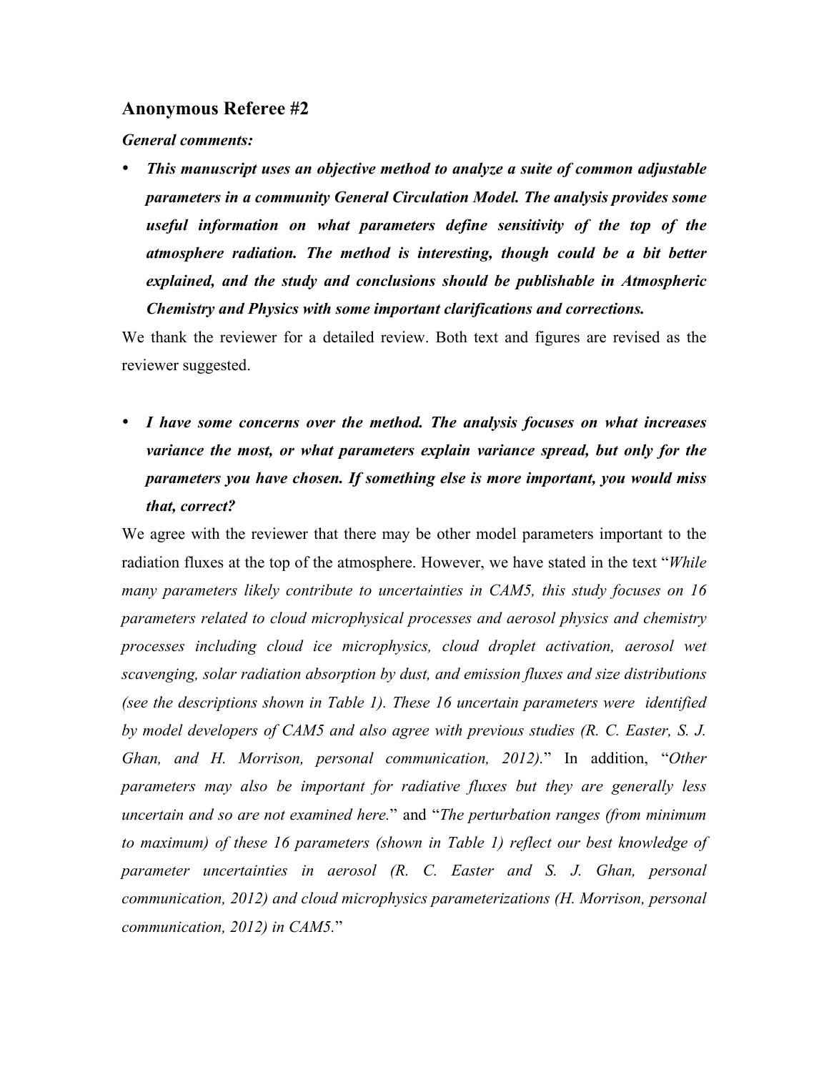## Anonymous Referee #2

***General comments:***

- ***This manuscript uses an objective method to analyze a suite of common adjustable parameters in a community General Circulation Model. The analysis provides some useful information on what parameters define sensitivity of the top of the atmosphere radiation. The method is interesting, though could be a bit better explained, and the study and conclusions should be publishable in Atmospheric Chemistry and Physics with some important clarifications and corrections.***

We thank the reviewer for a detailed review. Both text and figures are revised as the reviewer suggested.

- ***I have some concerns over the method. The analysis focuses on what increases variance the most, or what parameters explain variance spread, but only for the parameters you have chosen. If something else is more important, you would miss that, correct?***

We agree with the reviewer that there may be other model parameters important to the radiation fluxes at the top of the atmosphere. However, we have stated in the text "*While many parameters likely contribute to uncertainties in CAM5, this study focuses on 16 parameters related to cloud microphysical processes and aerosol physics and chemistry processes including cloud ice microphysics, cloud droplet activation, aerosol wet scavenging, solar radiation absorption by dust, and emission fluxes and size distributions (see the descriptions shown in Table 1). These 16 uncertain parameters were identified by model developers of CAM5 and also agree with previous studies (R. C. Easter, S. J. Ghan, and H. Morrison, personal communication, 2012).*" In addition, "*Other parameters may also be important for radiative fluxes but they are generally less uncertain and so are not examined here.*" and "*The perturbation ranges (from minimum to maximum) of these 16 parameters (shown in Table 1) reflect our best knowledge of parameter uncertainties in aerosol (R. C. Easter and S. J. Ghan, personal communication, 2012) and cloud microphysics parameterizations (H. Morrison, personal communication, 2012) in CAM5.*"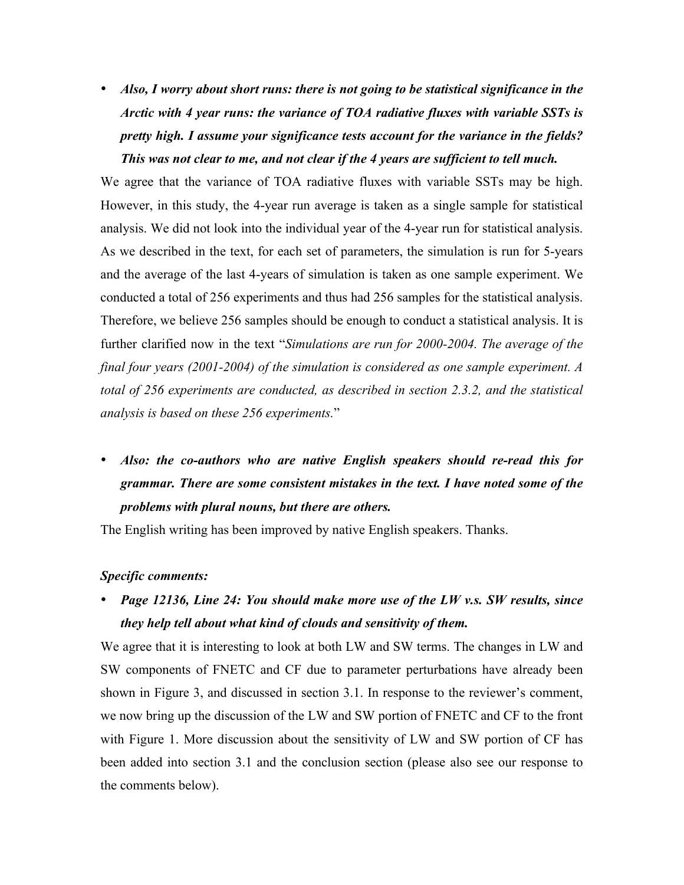- ***Also, I worry about short runs: there is not going to be statistical significance in the Arctic with 4 year runs: the variance of TOA radiative fluxes with variable SSTs is pretty high. I assume your significance tests account for the variance in the fields? This was not clear to me, and not clear if the 4 years are sufficient to tell much.***

We agree that the variance of TOA radiative fluxes with variable SSTs may be high. However, in this study, the 4-year run average is taken as a single sample for statistical analysis. We did not look into the individual year of the 4-year run for statistical analysis. As we described in the text, for each set of parameters, the simulation is run for 5-years and the average of the last 4-years of simulation is taken as one sample experiment. We conducted a total of 256 experiments and thus had 256 samples for the statistical analysis. Therefore, we believe 256 samples should be enough to conduct a statistical analysis. It is further clarified now in the text "*Simulations are run for 2000-2004. The average of the final four years (2001-2004) of the simulation is considered as one sample experiment. A total of 256 experiments are conducted, as described in section 2.3.2, and the statistical analysis is based on these 256 experiments.*"

- ***Also: the co-authors who are native English speakers should re-read this for grammar. There are some consistent mistakes in the text. I have noted some of the problems with plural nouns, but there are others.***

The English writing has been improved by native English speakers. Thanks.

***Specific comments:***

- ***Page 12136, Line 24: You should make more use of the LW v.s. SW results, since they help tell about what kind of clouds and sensitivity of them.***

We agree that it is interesting to look at both LW and SW terms. The changes in LW and SW components of FNETC and CF due to parameter perturbations have already been shown in Figure 3, and discussed in section 3.1. In response to the reviewer's comment, we now bring up the discussion of the LW and SW portion of FNETC and CF to the front with Figure 1. More discussion about the sensitivity of LW and SW portion of CF has been added into section 3.1 and the conclusion section (please also see our response to the comments below).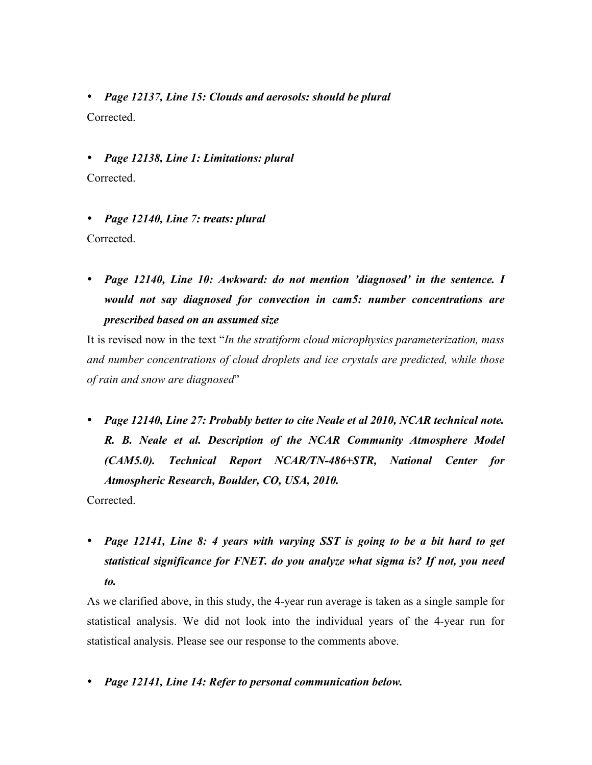- ***Page 12137, Line 15: Clouds and aerosols: should be plural***

Corrected.

- ***Page 12138, Line 1: Limitations: plural***

Corrected.

- ***Page 12140, Line 7: treats: plural***

Corrected.

- ***Page 12140, Line 10: Awkward: do not mention 'diagnosed' in the sentence. I would not say diagnosed for convection in cam5: number concentrations are prescribed based on an assumed size***

It is revised now in the text "*In the stratiform cloud microphysics parameterization, mass and number concentrations of cloud droplets and ice crystals are predicted, while those of rain and snow are diagnosed*"

- ***Page 12140, Line 27: Probably better to cite Neale et al 2010, NCAR technical note. R. B. Neale et al. Description of the NCAR Community Atmosphere Model (CAM5.0). Technical Report NCAR/TN-486+STR, National Center for Atmospheric Research, Boulder, CO, USA, 2010.***

Corrected.

- ***Page 12141, Line 8: 4 years with varying SST is going to be a bit hard to get statistical significance for FNET. do you analyze what sigma is? If not, you need to.***

As we clarified above, in this study, the 4-year run average is taken as a single sample for statistical analysis. We did not look into the individual years of the 4-year run for statistical analysis. Please see our response to the comments above.

- ***Page 12141, Line 14: Refer to personal communication below.***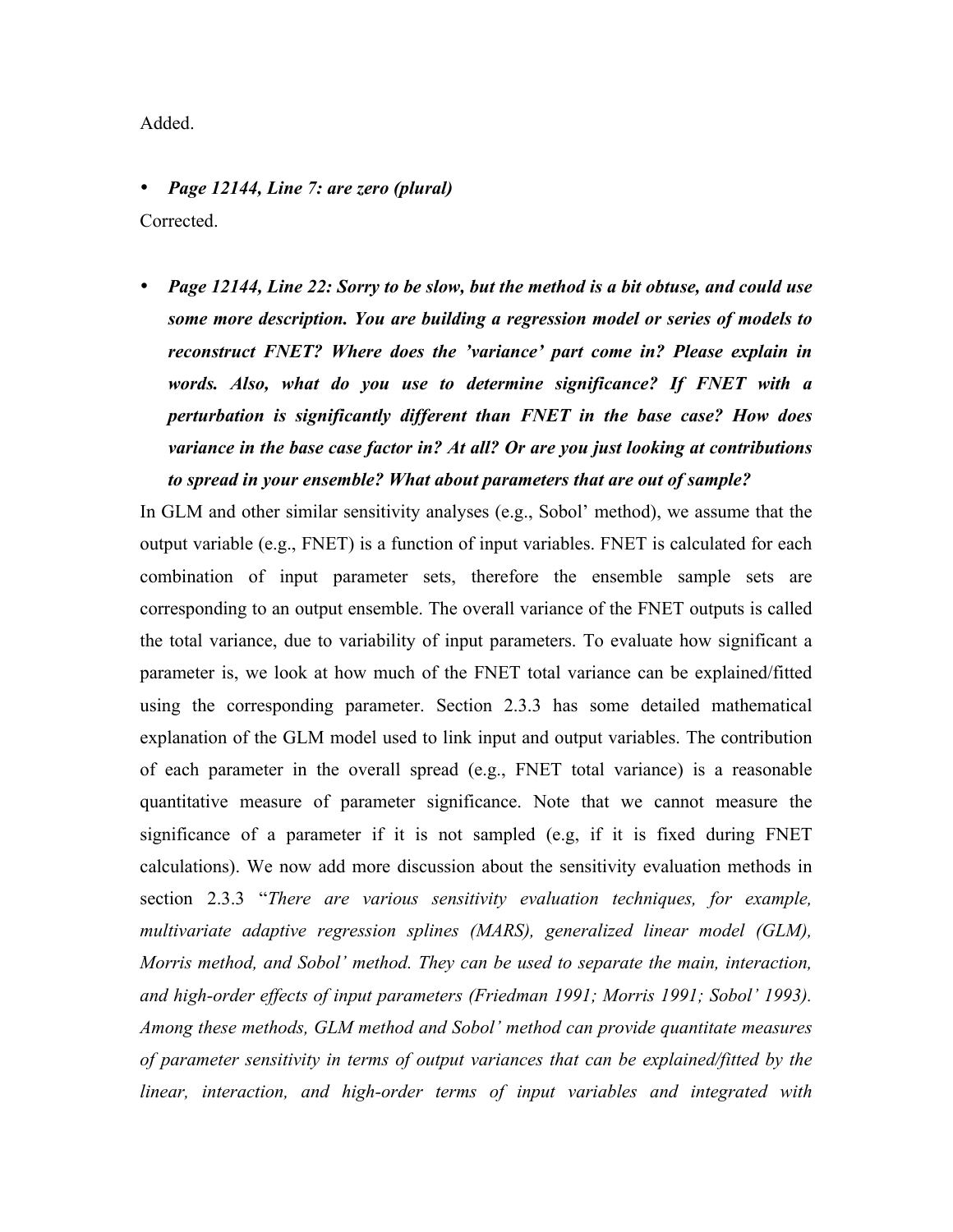Added.

- ***Page 12144, Line 7: are zero (plural)***

Corrected.

- ***Page 12144, Line 22: Sorry to be slow, but the method is a bit obtuse, and could use some more description. You are building a regression model or series of models to reconstruct FNET? Where does the 'variance' part come in? Please explain in words. Also, what do you use to determine significance? If FNET with a perturbation is significantly different than FNET in the base case? How does variance in the base case factor in? At all? Or are you just looking at contributions to spread in your ensemble? What about parameters that are out of sample?***

In GLM and other similar sensitivity analyses (e.g., Sobol' method), we assume that the output variable (e.g., FNET) is a function of input variables. FNET is calculated for each combination of input parameter sets, therefore the ensemble sample sets are corresponding to an output ensemble. The overall variance of the FNET outputs is called the total variance, due to variability of input parameters. To evaluate how significant a parameter is, we look at how much of the FNET total variance can be explained/fitted using the corresponding parameter. Section 2.3.3 has some detailed mathematical explanation of the GLM model used to link input and output variables. The contribution of each parameter in the overall spread (e.g., FNET total variance) is a reasonable quantitative measure of parameter significance. Note that we cannot measure the significance of a parameter if it is not sampled (e.g, if it is fixed during FNET calculations). We now add more discussion about the sensitivity evaluation methods in section 2.3.3 "*There are various sensitivity evaluation techniques, for example, multivariate adaptive regression splines (MARS), generalized linear model (GLM), Morris method, and Sobol' method. They can be used to separate the main, interaction, and high-order effects of input parameters (Friedman 1991; Morris 1991; Sobol' 1993). Among these methods, GLM method and Sobol' method can provide quantitate measures of parameter sensitivity in terms of output variances that can be explained/fitted by the linear, interaction, and high-order terms of input variables and integrated with*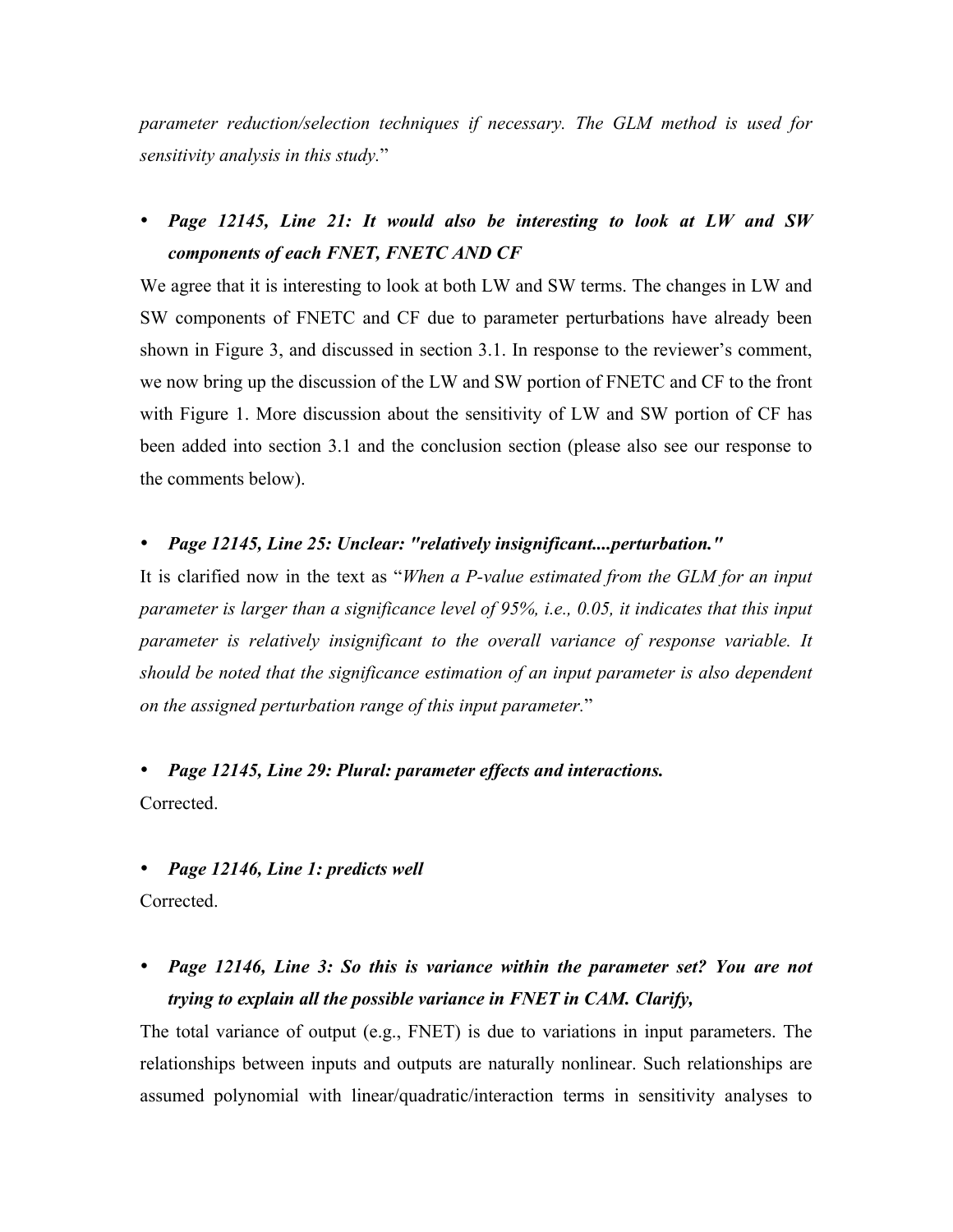*parameter reduction/selection techniques if necessary. The GLM method is used for sensitivity analysis in this study.*"

- ***Page 12145, Line 21: It would also be interesting to look at LW and SW components of each FNET, FNETC AND CF***

We agree that it is interesting to look at both LW and SW terms. The changes in LW and SW components of FNETC and CF due to parameter perturbations have already been shown in Figure 3, and discussed in section 3.1. In response to the reviewer's comment, we now bring up the discussion of the LW and SW portion of FNETC and CF to the front with Figure 1. More discussion about the sensitivity of LW and SW portion of CF has been added into section 3.1 and the conclusion section (please also see our response to the comments below).

- ***Page 12145, Line 25: Unclear: "relatively insignificant....perturbation."***

It is clarified now in the text as "*When a P-value estimated from the GLM for an input parameter is larger than a significance level of 95%, i.e., 0.05, it indicates that this input parameter is relatively insignificant to the overall variance of response variable. It should be noted that the significance estimation of an input parameter is also dependent on the assigned perturbation range of this input parameter.*"

- ***Page 12145, Line 29: Plural: parameter effects and interactions.***

Corrected.

- ***Page 12146, Line 1: predicts well***

Corrected.

- ***Page 12146, Line 3: So this is variance within the parameter set? You are not trying to explain all the possible variance in FNET in CAM. Clarify,***

The total variance of output (e.g., FNET) is due to variations in input parameters. The relationships between inputs and outputs are naturally nonlinear. Such relationships are assumed polynomial with linear/quadratic/interaction terms in sensitivity analyses to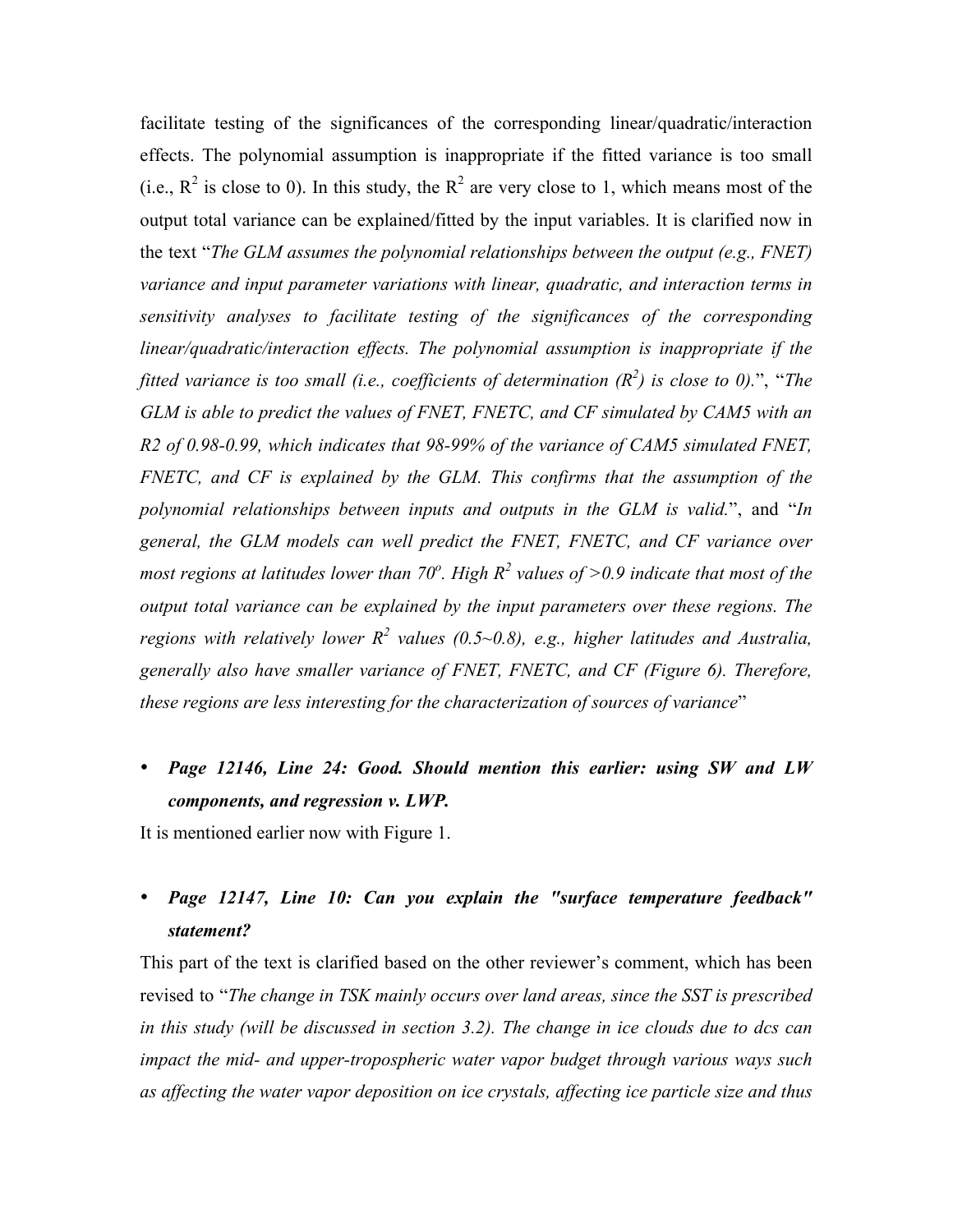facilitate testing of the significances of the corresponding linear/quadratic/interaction effects. The polynomial assumption is inappropriate if the fitted variance is too small (i.e., $R^2$ is close to 0). In this study, the $R^2$ are very close to 1, which means most of the output total variance can be explained/fitted by the input variables. It is clarified now in the text "*The GLM assumes the polynomial relationships between the output (e.g., FNET) variance and input parameter variations with linear, quadratic, and interaction terms in sensitivity analyses to facilitate testing of the significances of the corresponding linear/quadratic/interaction effects. The polynomial assumption is inappropriate if the fitted variance is too small (i.e., coefficients of determination ($R^2$) is close to 0).*", "*The GLM is able to predict the values of FNET, FNETC, and CF simulated by CAM5 with an R2 of 0.98-0.99, which indicates that 98-99% of the variance of CAM5 simulated FNET, FNETC, and CF is explained by the GLM. This confirms that the assumption of the polynomial relationships between inputs and outputs in the GLM is valid.*", and "*In general, the GLM models can well predict the FNET, FNETC, and CF variance over most regions at latitudes lower than 70°. High $R^2$ values of >0.9 indicate that most of the output total variance can be explained by the input parameters over these regions. The regions with relatively lower $R^2$ values (0.5~0.8), e.g., higher latitudes and Australia, generally also have smaller variance of FNET, FNETC, and CF (Figure 6). Therefore, these regions are less interesting for the characterization of sources of variance*"

- ***Page 12146, Line 24: Good. Should mention this earlier: using SW and LW components, and regression v. LWP.***

It is mentioned earlier now with Figure 1.

- ***Page 12147, Line 10: Can you explain the "surface temperature feedback" statement?***

This part of the text is clarified based on the other reviewer's comment, which has been revised to "*The change in TSK mainly occurs over land areas, since the SST is prescribed in this study (will be discussed in section 3.2). The change in ice clouds due to dcs can impact the mid- and upper-tropospheric water vapor budget through various ways such as affecting the water vapor deposition on ice crystals, affecting ice particle size and thus*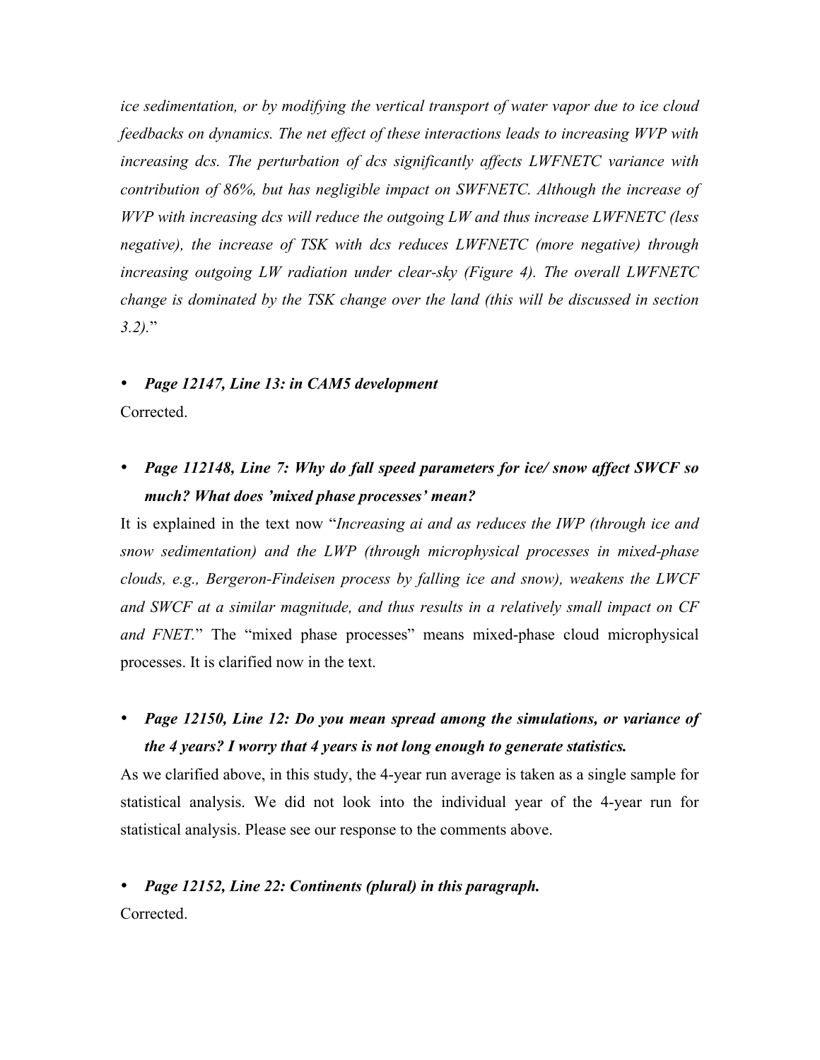*ice sedimentation, or by modifying the vertical transport of water vapor due to ice cloud feedbacks on dynamics. The net effect of these interactions leads to increasing WVP with increasing dcs. The perturbation of dcs significantly affects LWFNETC variance with contribution of 86%, but has negligible impact on SWFNETC. Although the increase of WVP with increasing dcs will reduce the outgoing LW and thus increase LWFNETC (less negative), the increase of TSK with dcs reduces LWFNETC (more negative) through increasing outgoing LW radiation under clear-sky (Figure 4). The overall LWFNETC change is dominated by the TSK change over the land (this will be discussed in section 3.2).*"

- ***Page 12147, Line 13: in CAM5 development***

Corrected.

- ***Page 112148, Line 7: Why do fall speed parameters for ice/ snow affect SWCF so much? What does 'mixed phase processes' mean?***

It is explained in the text now "*Increasing ai and as reduces the IWP (through ice and snow sedimentation) and the LWP (through microphysical processes in mixed-phase clouds, e.g., Bergeron-Findeisen process by falling ice and snow), weakens the LWCF and SWCF at a similar magnitude, and thus results in a relatively small impact on CF and FNET.*" The "mixed phase processes" means mixed-phase cloud microphysical processes. It is clarified now in the text.

- ***Page 12150, Line 12: Do you mean spread among the simulations, or variance of the 4 years? I worry that 4 years is not long enough to generate statistics.***

As we clarified above, in this study, the 4-year run average is taken as a single sample for statistical analysis. We did not look into the individual year of the 4-year run for statistical analysis. Please see our response to the comments above.

- ***Page 12152, Line 22: Continents (plural) in this paragraph.***

Corrected.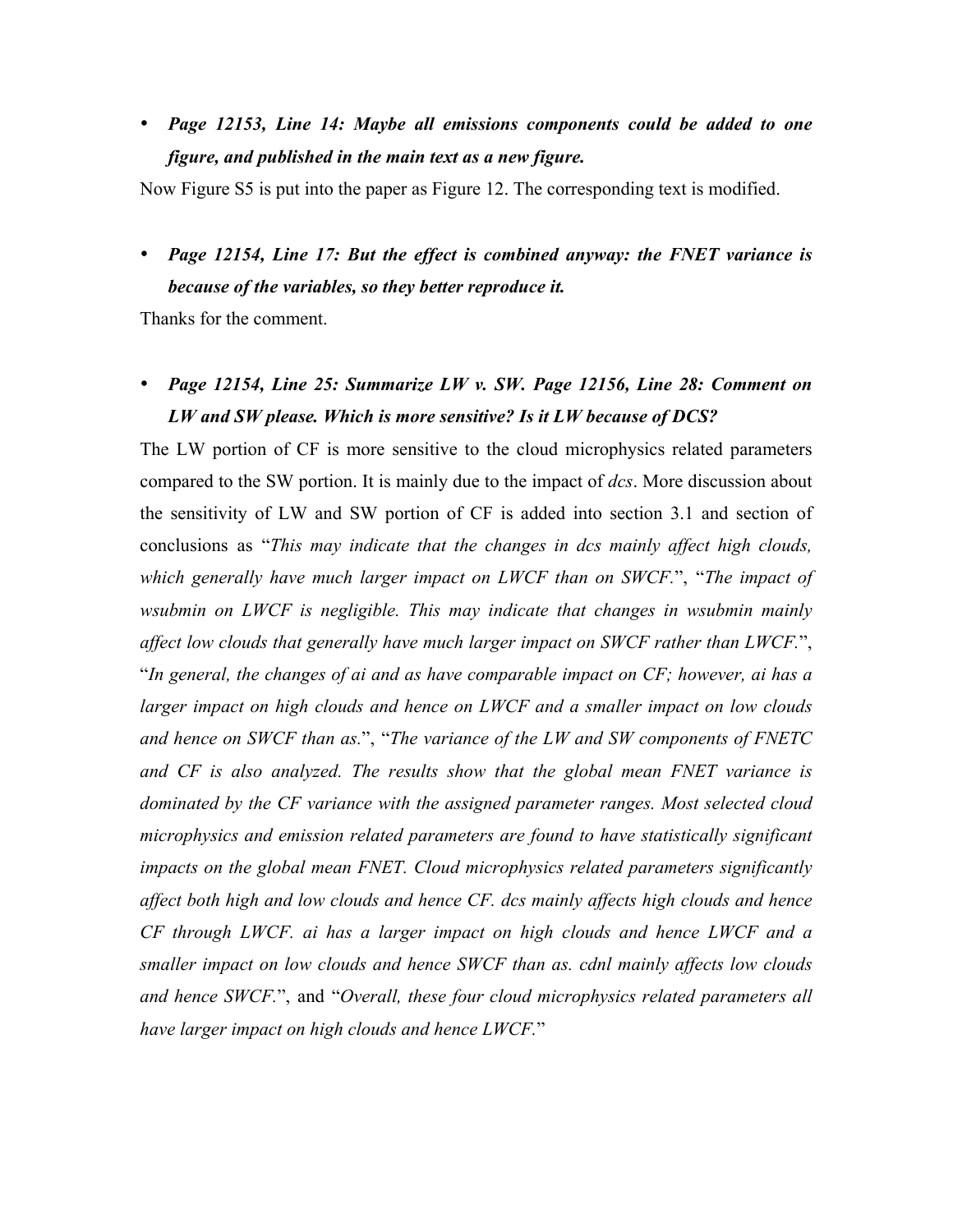- ***Page 12153, Line 14: Maybe all emissions components could be added to one figure, and published in the main text as a new figure.***

Now Figure S5 is put into the paper as Figure 12. The corresponding text is modified.

- ***Page 12154, Line 17: But the effect is combined anyway: the FNET variance is because of the variables, so they better reproduce it.***

Thanks for the comment.

- ***Page 12154, Line 25: Summarize LW v. SW. Page 12156, Line 28: Comment on LW and SW please. Which is more sensitive? Is it LW because of DCS?***

The LW portion of CF is more sensitive to the cloud microphysics related parameters compared to the SW portion. It is mainly due to the impact of *dcs*. More discussion about the sensitivity of LW and SW portion of CF is added into section 3.1 and section of conclusions as "*This may indicate that the changes in dcs mainly affect high clouds, which generally have much larger impact on LWCF than on SWCF.*", "*The impact of wsubmin on LWCF is negligible. This may indicate that changes in wsubmin mainly affect low clouds that generally have much larger impact on SWCF rather than LWCF.*", "*In general, the changes of ai and as have comparable impact on CF; however, ai has a larger impact on high clouds and hence on LWCF and a smaller impact on low clouds and hence on SWCF than as.*", "*The variance of the LW and SW components of FNETC and CF is also analyzed. The results show that the global mean FNET variance is dominated by the CF variance with the assigned parameter ranges. Most selected cloud microphysics and emission related parameters are found to have statistically significant impacts on the global mean FNET. Cloud microphysics related parameters significantly affect both high and low clouds and hence CF. dcs mainly affects high clouds and hence CF through LWCF. ai has a larger impact on high clouds and hence LWCF and a smaller impact on low clouds and hence SWCF than as. cdnl mainly affects low clouds and hence SWCF.*", and "*Overall, these four cloud microphysics related parameters all have larger impact on high clouds and hence LWCF.*"